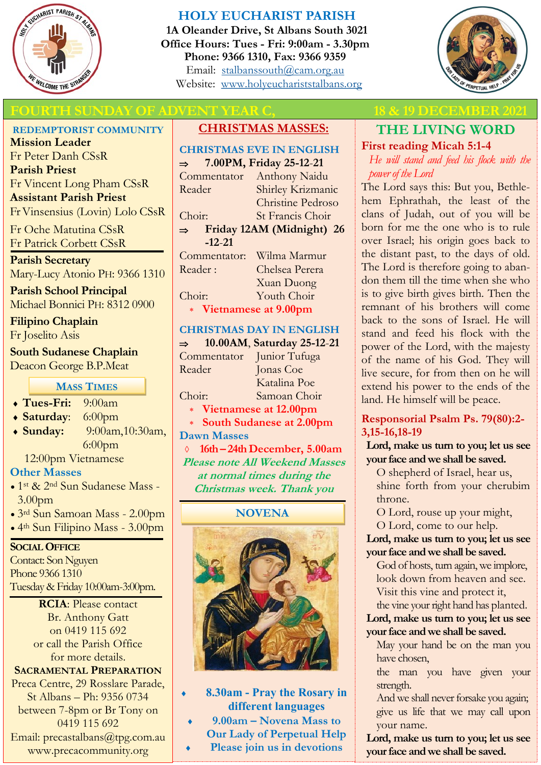# HOLY EUCHARIST PARISH

**1A Oleander Drive, St Albans South 3021**
**Office Hours: Tues - Fri: 9:00am - 3.30pm**
**Phone: 9366 1310, Fax: 9366 9359**
Email: stalbanssouth@cam.org.au
Website: www.holyeuchariststalbans.org

## FOURTH SUNDAY OF ADVENT YEAR C, 18 & 19 DECEMBER 2021

### REDEMPTORIST COMMUNITY

**Mission Leader**
Fr Peter Danh CSsR

**Parish Priest**
Fr Vincent Long Pham CSsR

**Assistant Parish Priest**
Fr Vinsensius (Lovin) Lolo CSsR

Fr Oche Matutina CSsR
Fr Patrick Corbett CSsR

**Parish Secretary**
Mary-Lucy Atonio PH: 9366 1310

**Parish School Principal**
Michael Bonnici PH: 8312 0900

**Filipino Chaplain**
Fr Joselito Asis

**South Sudanese Chaplain**
Deacon George B.P.Meat

### MASS TIMES

- **Tues-Fri:** 9:00am
- **Saturday**: 6:00pm
- **Sunday:** 9:00am, 10:30am, 6:00pm

12:00pm Vietnamese

**Other Masses**

- 1st & 2nd Sun Sudanese Mass - 3.00pm
- 3rd Sun Samoan Mass - 2.00pm
- 4th Sun Filipino Mass - 3.00pm

**SOCIAL OFFICE**
Contact: Son Nguyen
Phone 9366 1310
Tuesday & Friday 10:00am-3:00pm.

**RCIA**: Please contact Br. Anthony Gatt on 0419 115 692 or call the Parish Office for more details.

**SACRAMENTAL PREPARATION**
Preca Centre, 29 Rosslare Parade, St Albans – Ph: 9356 0734 between 7-8pm or Br Tony on 0419 115 692
Email: precastalbans@tpg.com.au
www.precacommunity.org

## CHRISTMAS MASSES:

### CHRISTMAS EVE IN ENGLISH

⇒ **7.00PM, Friday 25-12-21**

| | |
|---|---|
| Commentator | Anthony Naidu |
| Reader | Shirley Krizmanic<br>Christine Pedroso |
| Choir: | St Francis Choir |

⇒ **Friday 12AM (Midnight) 26-12-21**

| | |
|---|---|
| Commentator: | Wilma Marmur |
| Reader : | Chelsea Perera<br>Xuan Duong |
| Choir: | Youth Choir |

- **Vietnamese at 9.00pm**

### CHRISTMAS DAY IN ENGLISH

⇒ **10.00AM, Saturday 25-12-21**

| | |
|---|---|
| Commentator | Junior Tufuga |
| Reader | Jonas Coe<br>Katalina Poe |
| Choir: | Samoan Choir |

- **Vietnamese at 12.00pm**
- **South Sudanese at 2.00pm**

**Dawn Masses**

◊ **16th – 24th December, 5.00am**

***Please note All Weekend Masses at normal times during the Christmas week. Thank you***

### NOVENA

- **8.30am - Pray the Rosary in different languages**
- **9.00am – Novena Mass to Our Lady of Perpetual Help**
- **Please join us in devotions**

## THE LIVING WORD

**First reading Micah 5:1-4**

*He will stand and feed his flock with the power of the Lord*

The Lord says this: But you, Bethlehem Ephrathah, the least of the clans of Judah, out of you will be born for me the one who is to rule over Israel; his origin goes back to the distant past, to the days of old. The Lord is therefore going to abandon them till the time when she who is to give birth gives birth. Then the remnant of his brothers will come back to the sons of Israel. He will stand and feed his flock with the power of the Lord, with the majesty of the name of his God. They will live secure, for from then on he will extend his power to the ends of the land. He himself will be peace.

**Responsorial Psalm Ps. 79(80):2-3,15-16,18-19**

**Lord, make us turn to you; let us see your face and we shall be saved.**

O shepherd of Israel, hear us,
shine forth from your cherubim throne.
O Lord, rouse up your might,
O Lord, come to our help.

**Lord, make us turn to you; let us see your face and we shall be saved.**

God of hosts, turn again, we implore,
look down from heaven and see.
Visit this vine and protect it,
the vine your right hand has planted.

**Lord, make us turn to you; let us see your face and we shall be saved.**

May your hand be on the man you have chosen,
the man you have given your strength.
And we shall never forsake you again;
give us life that we may call upon your name.

**Lord, make us turn to you; let us see your face and we shall be saved.**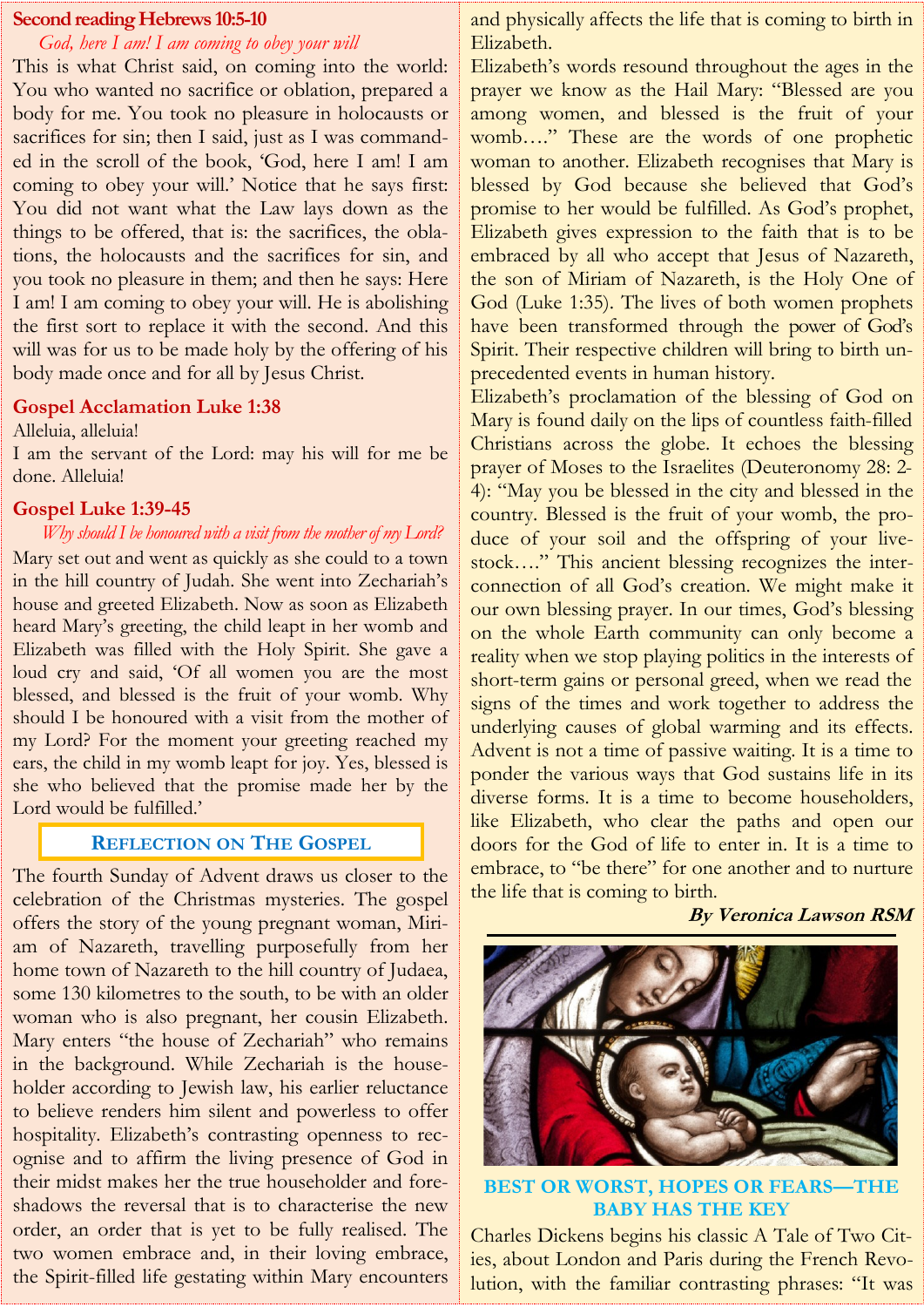## Second reading Hebrews 10:5-10

*God, here I am! I am coming to obey your will*

This is what Christ said, on coming into the world: You who wanted no sacrifice or oblation, prepared a body for me. You took no pleasure in holocausts or sacrifices for sin; then I said, just as I was commanded in the scroll of the book, 'God, here I am! I am coming to obey your will.' Notice that he says first: You did not want what the Law lays down as the things to be offered, that is: the sacrifices, the oblations, the holocausts and the sacrifices for sin, and you took no pleasure in them; and then he says: Here I am! I am coming to obey your will. He is abolishing the first sort to replace it with the second. And this will was for us to be made holy by the offering of his body made once and for all by Jesus Christ.

## Gospel Acclamation Luke 1:38

Alleluia, alleluia!

I am the servant of the Lord: may his will for me be done. Alleluia!

## Gospel Luke 1:39-45

*Why should I be honoured with a visit from the mother of my Lord?*

Mary set out and went as quickly as she could to a town in the hill country of Judah. She went into Zechariah's house and greeted Elizabeth. Now as soon as Elizabeth heard Mary's greeting, the child leapt in her womb and Elizabeth was filled with the Holy Spirit. She gave a loud cry and said, 'Of all women you are the most blessed, and blessed is the fruit of your womb. Why should I be honoured with a visit from the mother of my Lord? For the moment your greeting reached my ears, the child in my womb leapt for joy. Yes, blessed is she who believed that the promise made her by the Lord would be fulfilled.'

## Reflection on The Gospel

The fourth Sunday of Advent draws us closer to the celebration of the Christmas mysteries. The gospel offers the story of the young pregnant woman, Miriam of Nazareth, travelling purposefully from her home town of Nazareth to the hill country of Judaea, some 130 kilometres to the south, to be with an older woman who is also pregnant, her cousin Elizabeth. Mary enters "the house of Zechariah" who remains in the background. While Zechariah is the householder according to Jewish law, his earlier reluctance to believe renders him silent and powerless to offer hospitality. Elizabeth's contrasting openness to recognise and to affirm the living presence of God in their midst makes her the true householder and foreshadows the reversal that is to characterise the new order, an order that is yet to be fully realised. The two women embrace and, in their loving embrace, the Spirit-filled life gestating within Mary encounters and physically affects the life that is coming to birth in Elizabeth.

Elizabeth's words resound throughout the ages in the prayer we know as the Hail Mary: "Blessed are you among women, and blessed is the fruit of your womb…." These are the words of one prophetic woman to another. Elizabeth recognises that Mary is blessed by God because she believed that God's promise to her would be fulfilled. As God's prophet, Elizabeth gives expression to the faith that is to be embraced by all who accept that Jesus of Nazareth, the son of Miriam of Nazareth, is the Holy One of God (Luke 1:35). The lives of both women prophets have been transformed through the power of God's Spirit. Their respective children will bring to birth unprecedented events in human history.

Elizabeth's proclamation of the blessing of God on Mary is found daily on the lips of countless faith-filled Christians across the globe. It echoes the blessing prayer of Moses to the Israelites (Deuteronomy 28: 2-4): "May you be blessed in the city and blessed in the country. Blessed is the fruit of your womb, the produce of your soil and the offspring of your livestock…." This ancient blessing recognizes the interconnection of all God's creation. We might make it our own blessing prayer. In our times, God's blessing on the whole Earth community can only become a reality when we stop playing politics in the interests of short-term gains or personal greed, when we read the signs of the times and work together to address the underlying causes of global warming and its effects. Advent is not a time of passive waiting. It is a time to ponder the various ways that God sustains life in its diverse forms. It is a time to become householders, like Elizabeth, who clear the paths and open our doors for the God of life to enter in. It is a time to embrace, to "be there" for one another and to nurture the life that is coming to birth.

***By Veronica Lawson RSM***

## BEST OR WORST, HOPES OR FEARS—THE BABY HAS THE KEY

Charles Dickens begins his classic A Tale of Two Cities, about London and Paris during the French Revolution, with the familiar contrasting phrases: "It was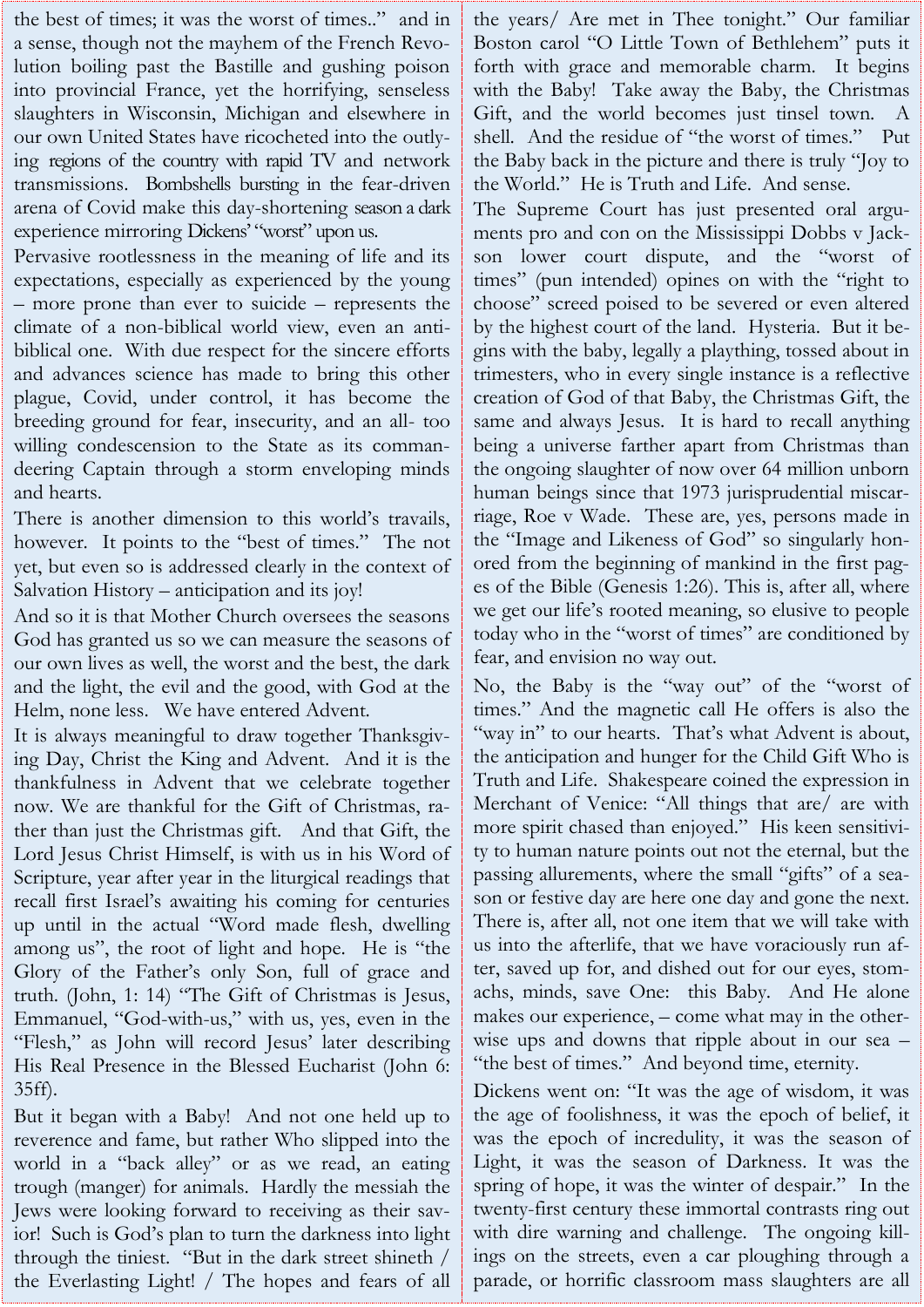the best of times; it was the worst of times.." and in a sense, though not the mayhem of the French Revolution boiling past the Bastille and gushing poison into provincial France, yet the horrifying, senseless slaughters in Wisconsin, Michigan and elsewhere in our own United States have ricocheted into the outlying regions of the country with rapid TV and network transmissions. Bombshells bursting in the fear-driven arena of Covid make this day-shortening season a dark experience mirroring Dickens' "worst" upon us.

Pervasive rootlessness in the meaning of life and its expectations, especially as experienced by the young – more prone than ever to suicide – represents the climate of a non-biblical world view, even an anti-biblical one. With due respect for the sincere efforts and advances science has made to bring this other plague, Covid, under control, it has become the breeding ground for fear, insecurity, and an all- too willing condescension to the State as its commandeering Captain through a storm enveloping minds and hearts.

There is another dimension to this world's travails, however. It points to the "best of times." The not yet, but even so is addressed clearly in the context of Salvation History – anticipation and its joy!

And so it is that Mother Church oversees the seasons God has granted us so we can measure the seasons of our own lives as well, the worst and the best, the dark and the light, the evil and the good, with God at the Helm, none less. We have entered Advent.

It is always meaningful to draw together Thanksgiving Day, Christ the King and Advent. And it is the thankfulness in Advent that we celebrate together now. We are thankful for the Gift of Christmas, rather than just the Christmas gift. And that Gift, the Lord Jesus Christ Himself, is with us in his Word of Scripture, year after year in the liturgical readings that recall first Israel's awaiting his coming for centuries up until in the actual "Word made flesh, dwelling among us", the root of light and hope. He is "the Glory of the Father's only Son, full of grace and truth. (John, 1: 14) "The Gift of Christmas is Jesus, Emmanuel, "God-with-us," with us, yes, even in the "Flesh," as John will record Jesus' later describing His Real Presence in the Blessed Eucharist (John 6: 35ff).

But it began with a Baby! And not one held up to reverence and fame, but rather Who slipped into the world in a "back alley" or as we read, an eating trough (manger) for animals. Hardly the messiah the Jews were looking forward to receiving as their savior! Such is God's plan to turn the darkness into light through the tiniest. "But in the dark street shineth / the Everlasting Light! / The hopes and fears of all the years/ Are met in Thee tonight." Our familiar Boston carol "O Little Town of Bethlehem" puts it forth with grace and memorable charm. It begins with the Baby! Take away the Baby, the Christmas Gift, and the world becomes just tinsel town. A shell. And the residue of "the worst of times." Put the Baby back in the picture and there is truly "Joy to the World." He is Truth and Life. And sense.

The Supreme Court has just presented oral arguments pro and con on the Mississippi Dobbs v Jackson lower court dispute, and the "worst of times" (pun intended) opines on with the "right to choose" screed poised to be severed or even altered by the highest court of the land. Hysteria. But it begins with the baby, legally a plaything, tossed about in trimesters, who in every single instance is a reflective creation of God of that Baby, the Christmas Gift, the same and always Jesus. It is hard to recall anything being a universe farther apart from Christmas than the ongoing slaughter of now over 64 million unborn human beings since that 1973 jurisprudential miscarriage, Roe v Wade. These are, yes, persons made in the "Image and Likeness of God" so singularly honored from the beginning of mankind in the first pages of the Bible (Genesis 1:26). This is, after all, where we get our life's rooted meaning, so elusive to people today who in the "worst of times" are conditioned by fear, and envision no way out.

No, the Baby is the "way out" of the "worst of times." And the magnetic call He offers is also the "way in" to our hearts. That's what Advent is about, the anticipation and hunger for the Child Gift Who is Truth and Life. Shakespeare coined the expression in Merchant of Venice: "All things that are/ are with more spirit chased than enjoyed." His keen sensitivity to human nature points out not the eternal, but the passing allurements, where the small "gifts" of a season or festive day are here one day and gone the next. There is, after all, not one item that we will take with us into the afterlife, that we have voraciously run after, saved up for, and dished out for our eyes, stomachs, minds, save One: this Baby. And He alone makes our experience, – come what may in the otherwise ups and downs that ripple about in our sea – "the best of times." And beyond time, eternity.

Dickens went on: "It was the age of wisdom, it was the age of foolishness, it was the epoch of belief, it was the epoch of incredulity, it was the season of Light, it was the season of Darkness. It was the spring of hope, it was the winter of despair." In the twenty-first century these immortal contrasts ring out with dire warning and challenge. The ongoing killings on the streets, even a car ploughing through a parade, or horrific classroom mass slaughters are all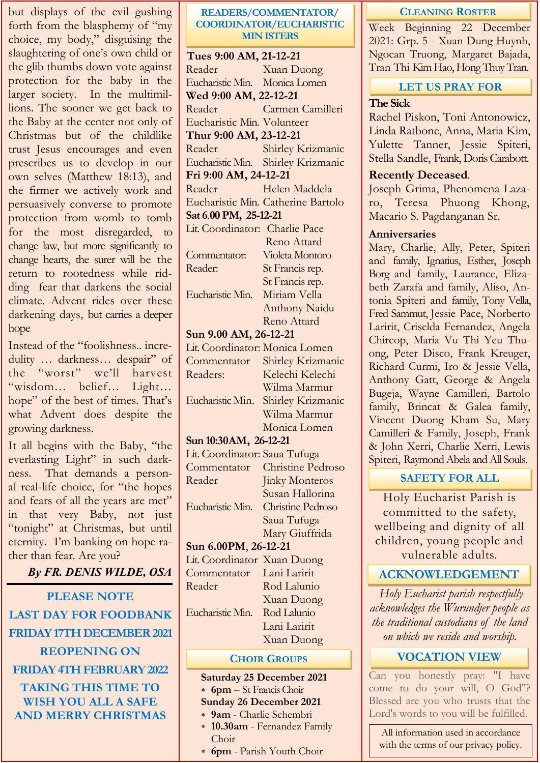but displays of the evil gushing forth from the blasphemy of "my choice, my body," disguising the slaughtering of one's own child or the glib thumbs down vote against protection for the baby in the larger society. In the multimillions. The sooner we get back to the Baby at the center not only of Christmas but of the childlike trust Jesus encourages and even prescribes us to develop in our own selves (Matthew 18:13), and the firmer we actively work and persuasively converse to promote protection from womb to tomb for the most disregarded, to change law, but more significantly to change hearts, the surer will be the return to rootedness while ridding fear that darkens the social climate. Advent rides over these darkening days, but carries a deeper hope

Instead of the "foolishness.. incredulity … darkness… despair" of the "worst" we'll harvest "wisdom… belief… Light… hope" of the best of times. That's what Advent does despite the growing darkness.

It all begins with the Baby, "the everlasting Light" in such darkness. That demands a personal real-life choice, for "the hopes and fears of all the years are met" in that very Baby, not just "tonight" at Christmas, but until eternity. I'm banking on hope rather than fear. Are you?

***By FR. DENIS WILDE, OSA***

**PLEASE NOTE**

**LAST DAY FOR FOODBANK FRIDAY 17TH DECEMBER 2021**

**REOPENING ON FRIDAY 4TH FEBRUARY 2022**

**TAKING THIS TIME TO WISH YOU ALL A SAFE AND MERRY CHRISTMAS**

## READERS/COMMENTATOR/COORDINATOR/EUCHARISTIC MINISTERS

**Tues 9:00 AM, 21-12-21**
Reader — Xuan Duong
Eucharistic Min. — Monica Lomen

**Wed 9:00 AM, 22-12-21**
Reader — Carmen Camilleri
Eucharistic Min. — Volunteer

**Thur 9:00 AM, 23-12-21**
Reader — Shirley Krizmanic
Eucharistic Min. — Shirley Krizmanic

**Fri 9:00 AM, 24-12-21**
Reader — Helen Maddela
Eucharistic Min. — Catherine Bartolo

**Sat 6.00 PM, 25-12-21**
Lit. Coordinator: — Charlie Pace, Reno Attard
Commentator: — Violeta Montoro
Reader: — St Francis rep., St Francis rep.
Eucharistic Min. — Miriam Vella, Anthony Naidu, Reno Attard

**Sun 9.00 AM, 26-12-21**
Lit. Coordinator: — Monica Lomen
Commentator — Shirley Krizmanic
Readers: — Kelechi Kelechi, Wilma Marmur
Eucharistic Min. — Shirley Krizmanic, Wilma Marmur, Monica Lomen

**Sun 10:30AM, 26-12-21**
Lit. Coordinator: — Saua Tufuga
Commentator — Christine Pedroso
Reader — Jinky Monteros, Susan Hallorina
Eucharistic Min. — Christine Pedroso, Saua Tufuga, Mary Giuffrida

**Sun 6.00PM, 26-12-21**
Lit. Coordinator — Xuan Duong
Commentator — Lani Laririt
Reader — Rod Lalunio, Xuan Duong
Eucharistic Min. — Rod Lalunio, Lani Laririt, Xuan Duong

## CHOIR GROUPS

**Saturday 25 December 2021**
- **6pm** – St Francis Choir

**Sunday 26 December 2021**
- **9am** - Charlie Schembri
- **10.30am** - Fernandez Family Choir
- **6pm** - Parish Youth Choir

## CLEANING ROSTER

Week Beginning 22 December 2021: Grp. 5 - Xuan Dung Huynh, Ngocan Truong, Margaret Bajada, Tran Thi Kim Hao, Hong Thuy Tran.

## LET US PRAY FOR

**The Sick**
Rachel Piskon, Toni Antonowicz, Linda Ratbone, Anna, Maria Kim, Yulette Tanner, Jessie Spiteri, Stella Sandle, Frank, Doris Carabott.

**Recently Deceased**.
Joseph Grima, Phenomena Lazaro, Teresa Phuong Khong, Macario S. Pagdanganan Sr.

**Anniversaries**
Mary, Charlie, Ally, Peter, Spiteri and family, Ignatius, Esther, Joseph Borg and family, Laurance, Elizabeth Zarafa and family, Aliso, Antonia Spiteri and family, Tony Vella, Fred Sammut, Jessie Pace, Norberto Laririt, Criselda Fernandez, Angela Chircop, Maria Vu Thi Yeu Thuong, Peter Disco, Frank Kreuger, Richard Curmi, Iro & Jessie Vella, Anthony Gatt, George & Angela Bugeja, Wayne Camilleri, Bartolo family, Brincat & Galea family, Vincent Duong Kham Su, Mary Camilleri & Family, Joseph, Frank & John Xerri, Charlie Xerri, Lewis Spiteri, Raymond Abela and All Souls.

## SAFETY FOR ALL

Holy Eucharist Parish is committed to the safety, wellbeing and dignity of all children, young people and vulnerable adults.

## ACKNOWLEDGEMENT

*Holy Eucharist parish respectfully acknowledges the Wurundjer people as the traditional custodians of the land on which we reside and worship.*

## VOCATION VIEW

Can you honestly pray: "I have come to do your will, O God"? Blessed are you who trusts that the Lord's words to you will be fulfilled.

All information used in accordance with the terms of our privacy policy.